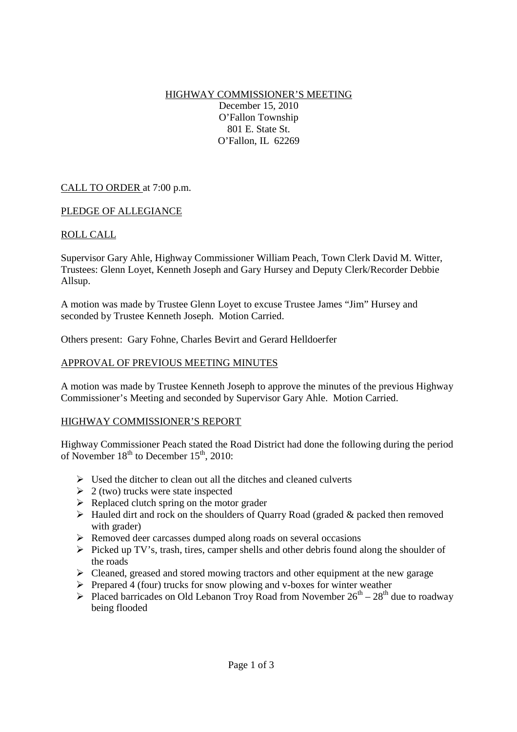HIGHWAY COMMISSIONER'S MEETING
December 15, 2010
O'Fallon Township
801 E. State St.
O'Fallon, IL 62269

CALL TO ORDER at 7:00 p.m.

PLEDGE OF ALLEGIANCE

ROLL CALL

Supervisor Gary Ahle, Highway Commissioner William Peach, Town Clerk David M. Witter, Trustees: Glenn Loyet, Kenneth Joseph and Gary Hursey and Deputy Clerk/Recorder Debbie Allsup.

A motion was made by Trustee Glenn Loyet to excuse Trustee James "Jim" Hursey and seconded by Trustee Kenneth Joseph. Motion Carried.

Others present: Gary Fohne, Charles Bevirt and Gerard Helldoerfer

APPROVAL OF PREVIOUS MEETING MINUTES

A motion was made by Trustee Kenneth Joseph to approve the minutes of the previous Highway Commissioner's Meeting and seconded by Supervisor Gary Ahle. Motion Carried.

HIGHWAY COMMISSIONER'S REPORT

Highway Commissioner Peach stated the Road District had done the following during the period of November 18th to December 15th, 2010:

- Used the ditcher to clean out all the ditches and cleaned culverts
- 2 (two) trucks were state inspected
- Replaced clutch spring on the motor grader
- Hauled dirt and rock on the shoulders of Quarry Road (graded & packed then removed with grader)
- Removed deer carcasses dumped along roads on several occasions
- Picked up TV's, trash, tires, camper shells and other debris found along the shoulder of the roads
- Cleaned, greased and stored mowing tractors and other equipment at the new garage
- Prepared 4 (four) trucks for snow plowing and v-boxes for winter weather
- Placed barricades on Old Lebanon Troy Road from November 26th – 28th due to roadway being flooded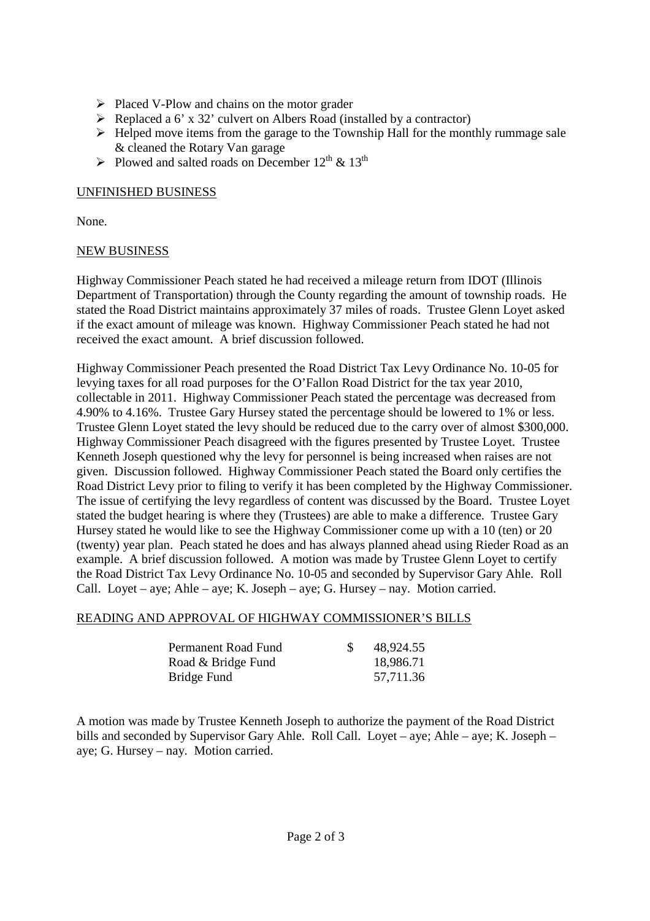- Placed V-Plow and chains on the motor grader
- Replaced a 6' x 32' culvert on Albers Road (installed by a contractor)
- Helped move items from the garage to the Township Hall for the monthly rummage sale & cleaned the Rotary Van garage
- Plowed and salted roads on December 12th & 13th

## UNFINISHED BUSINESS

None.

## NEW BUSINESS

Highway Commissioner Peach stated he had received a mileage return from IDOT (Illinois Department of Transportation) through the County regarding the amount of township roads. He stated the Road District maintains approximately 37 miles of roads. Trustee Glenn Loyet asked if the exact amount of mileage was known. Highway Commissioner Peach stated he had not received the exact amount. A brief discussion followed.

Highway Commissioner Peach presented the Road District Tax Levy Ordinance No. 10-05 for levying taxes for all road purposes for the O'Fallon Road District for the tax year 2010, collectable in 2011. Highway Commissioner Peach stated the percentage was decreased from 4.90% to 4.16%. Trustee Gary Hursey stated the percentage should be lowered to 1% or less. Trustee Glenn Loyet stated the levy should be reduced due to the carry over of almost $300,000. Highway Commissioner Peach disagreed with the figures presented by Trustee Loyet. Trustee Kenneth Joseph questioned why the levy for personnel is being increased when raises are not given. Discussion followed. Highway Commissioner Peach stated the Board only certifies the Road District Levy prior to filing to verify it has been completed by the Highway Commissioner. The issue of certifying the levy regardless of content was discussed by the Board. Trustee Loyet stated the budget hearing is where they (Trustees) are able to make a difference. Trustee Gary Hursey stated he would like to see the Highway Commissioner come up with a 10 (ten) or 20 (twenty) year plan. Peach stated he does and has always planned ahead using Rieder Road as an example. A brief discussion followed. A motion was made by Trustee Glenn Loyet to certify the Road District Tax Levy Ordinance No. 10-05 and seconded by Supervisor Gary Ahle. Roll Call. Loyet – aye; Ahle – aye; K. Joseph – aye; G. Hursey – nay. Motion carried.

## READING AND APPROVAL OF HIGHWAY COMMISSIONER'S BILLS

| | |
|---|---|
| Permanent Road Fund | $ 48,924.55 |
| Road & Bridge Fund | 18,986.71 |
| Bridge Fund | 57,711.36 |

A motion was made by Trustee Kenneth Joseph to authorize the payment of the Road District bills and seconded by Supervisor Gary Ahle. Roll Call. Loyet – aye; Ahle – aye; K. Joseph – aye; G. Hursey – nay. Motion carried.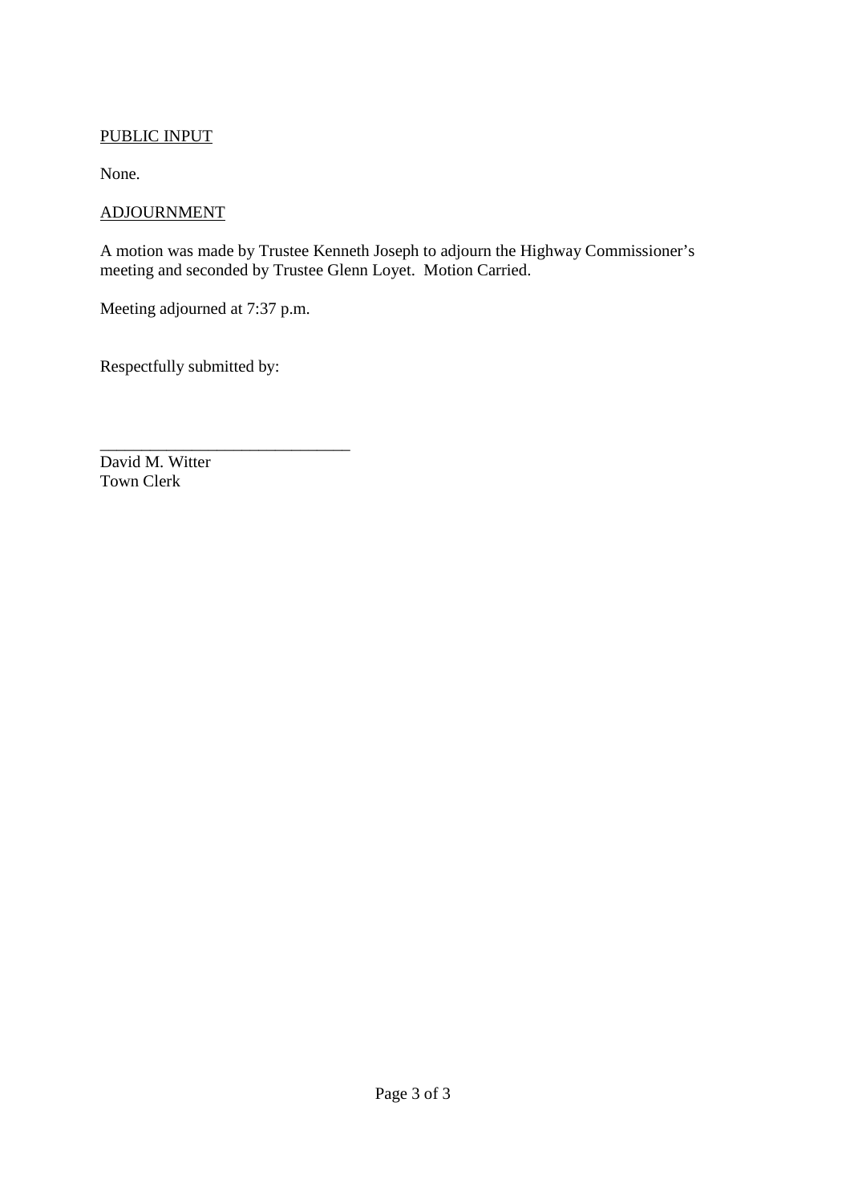PUBLIC INPUT

None.

ADJOURNMENT

A motion was made by Trustee Kenneth Joseph to adjourn the Highway Commissioner's meeting and seconded by Trustee Glenn Loyet. Motion Carried.

Meeting adjourned at 7:37 p.m.

Respectfully submitted by:

______________________________
David M. Witter
Town Clerk